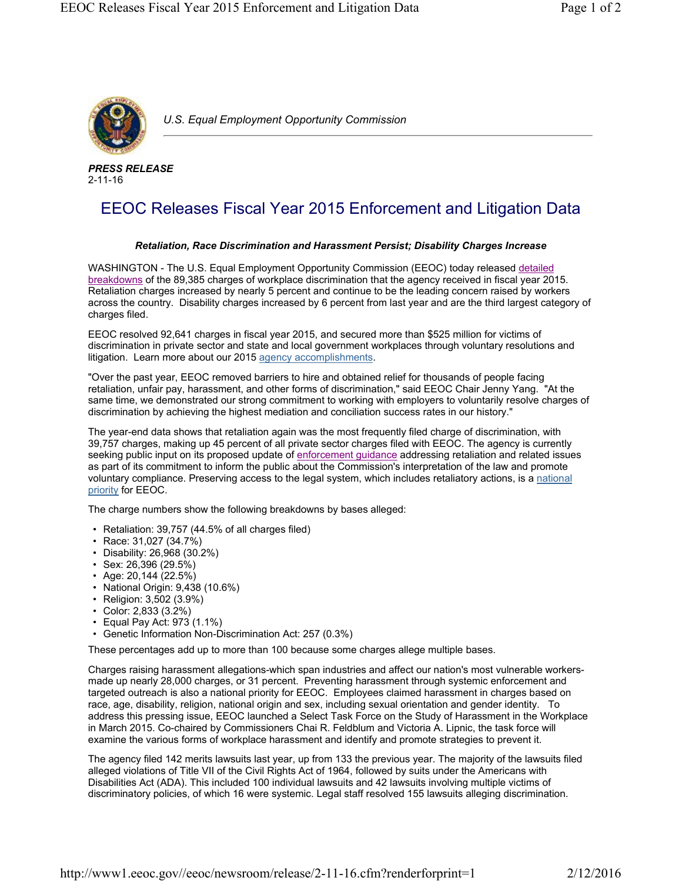*U.S. Equal Employment Opportunity Commission*

***PRESS RELEASE***
2-11-16

# EEOC Releases Fiscal Year 2015 Enforcement and Litigation Data

***Retaliation, Race Discrimination and Harassment Persist; Disability Charges Increase***

WASHINGTON - The U.S. Equal Employment Opportunity Commission (EEOC) today released detailed breakdowns of the 89,385 charges of workplace discrimination that the agency received in fiscal year 2015. Retaliation charges increased by nearly 5 percent and continue to be the leading concern raised by workers across the country. Disability charges increased by 6 percent from last year and are the third largest category of charges filed.

EEOC resolved 92,641 charges in fiscal year 2015, and secured more than $525 million for victims of discrimination in private sector and state and local government workplaces through voluntary resolutions and litigation. Learn more about our 2015 agency accomplishments.

"Over the past year, EEOC removed barriers to hire and obtained relief for thousands of people facing retaliation, unfair pay, harassment, and other forms of discrimination," said EEOC Chair Jenny Yang. "At the same time, we demonstrated our strong commitment to working with employers to voluntarily resolve charges of discrimination by achieving the highest mediation and conciliation success rates in our history."

The year-end data shows that retaliation again was the most frequently filed charge of discrimination, with 39,757 charges, making up 45 percent of all private sector charges filed with EEOC. The agency is currently seeking public input on its proposed update of enforcement guidance addressing retaliation and related issues as part of its commitment to inform the public about the Commission's interpretation of the law and promote voluntary compliance. Preserving access to the legal system, which includes retaliatory actions, is a national priority for EEOC.

The charge numbers show the following breakdowns by bases alleged:

- Retaliation: 39,757 (44.5% of all charges filed)
- Race: 31,027 (34.7%)
- Disability: 26,968 (30.2%)
- Sex: 26,396 (29.5%)
- Age: 20,144 (22.5%)
- National Origin: 9,438 (10.6%)
- Religion: 3,502 (3.9%)
- Color: 2,833 (3.2%)
- Equal Pay Act: 973 (1.1%)
- Genetic Information Non-Discrimination Act: 257 (0.3%)

These percentages add up to more than 100 because some charges allege multiple bases.

Charges raising harassment allegations-which span industries and affect our nation's most vulnerable workers-made up nearly 28,000 charges, or 31 percent. Preventing harassment through systemic enforcement and targeted outreach is also a national priority for EEOC. Employees claimed harassment in charges based on race, age, disability, religion, national origin and sex, including sexual orientation and gender identity. To address this pressing issue, EEOC launched a Select Task Force on the Study of Harassment in the Workplace in March 2015. Co-chaired by Commissioners Chai R. Feldblum and Victoria A. Lipnic, the task force will examine the various forms of workplace harassment and identify and promote strategies to prevent it.

The agency filed 142 merits lawsuits last year, up from 133 the previous year. The majority of the lawsuits filed alleged violations of Title VII of the Civil Rights Act of 1964, followed by suits under the Americans with Disabilities Act (ADA). This included 100 individual lawsuits and 42 lawsuits involving multiple victims of discriminatory policies, of which 16 were systemic. Legal staff resolved 155 lawsuits alleging discrimination.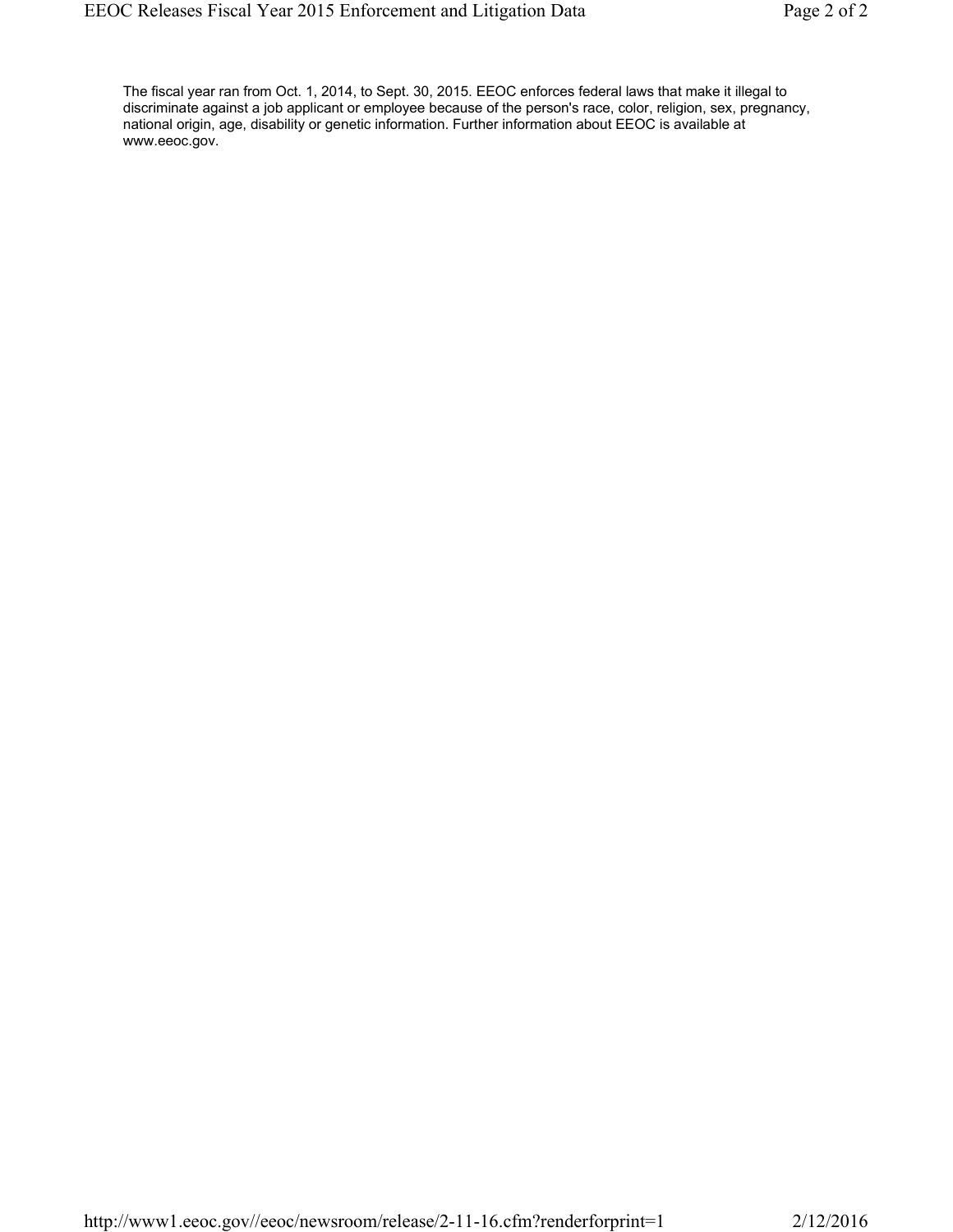The fiscal year ran from Oct. 1, 2014, to Sept. 30, 2015. EEOC enforces federal laws that make it illegal to discriminate against a job applicant or employee because of the person's race, color, religion, sex, pregnancy, national origin, age, disability or genetic information. Further information about EEOC is available at www.eeoc.gov.